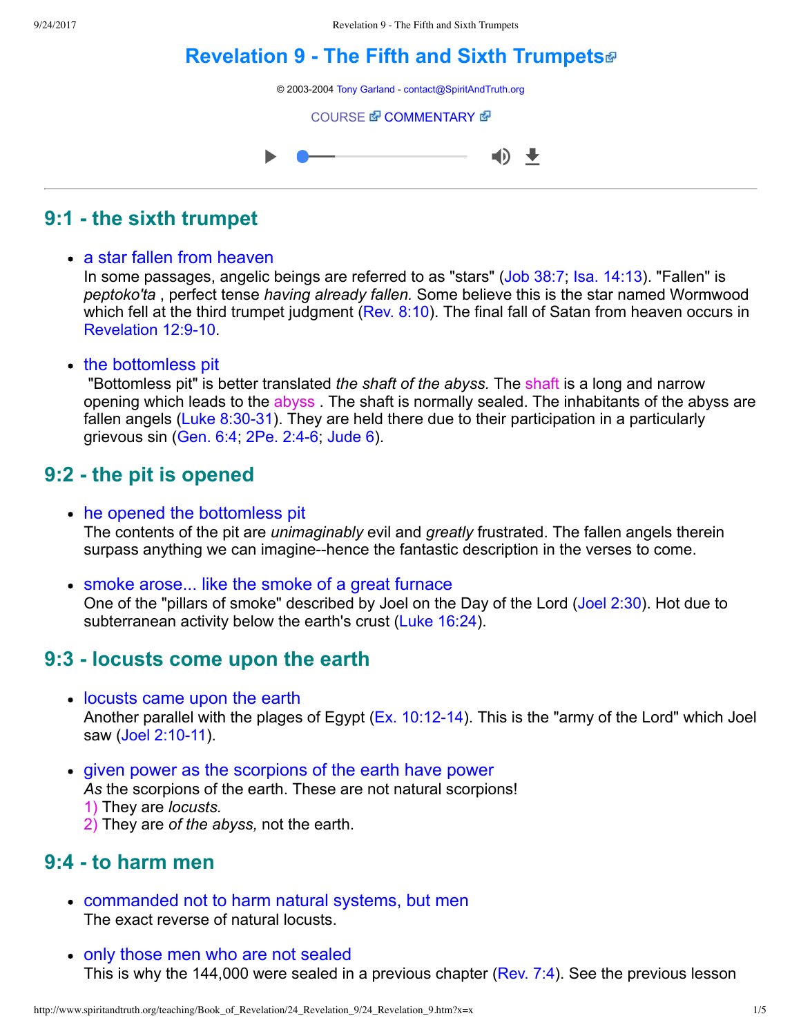# Revelation 9 - The Fifth and Sixth Trumpets

© 2003-2004 Tony Garland - contact@SpiritAndTruth.org

COURSE COMMENTARY

## 9:1 - the sixth trumpet

- a star fallen from heaven
  In some passages, angelic beings are referred to as "stars" (Job 38:7; Isa. 14:13). "Fallen" is *peptoko'ta* , perfect tense *having already fallen.* Some believe this is the star named Wormwood which fell at the third trumpet judgment (Rev. 8:10). The final fall of Satan from heaven occurs in Revelation 12:9-10.

- the bottomless pit
  "Bottomless pit" is better translated *the shaft of the abyss.* The shaft is a long and narrow opening which leads to the abyss . The shaft is normally sealed. The inhabitants of the abyss are fallen angels (Luke 8:30-31). They are held there due to their participation in a particularly grievous sin (Gen. 6:4; 2Pe. 2:4-6; Jude 6).

## 9:2 - the pit is opened

- he opened the bottomless pit
  The contents of the pit are *unimaginably* evil and *greatly* frustrated. The fallen angels therein surpass anything we can imagine--hence the fantastic description in the verses to come.

- smoke arose... like the smoke of a great furnace
  One of the "pillars of smoke" described by Joel on the Day of the Lord (Joel 2:30). Hot due to subterranean activity below the earth's crust (Luke 16:24).

## 9:3 - locusts come upon the earth

- locusts came upon the earth
  Another parallel with the plages of Egypt (Ex. 10:12-14). This is the "army of the Lord" which Joel saw (Joel 2:10-11).

- given power as the scorpions of the earth have power
  *As* the scorpions of the earth. These are not natural scorpions!
  1) They are *locusts.*
  2) They are *of the abyss,* not the earth.

## 9:4 - to harm men

- commanded not to harm natural systems, but men
  The exact reverse of natural locusts.

- only those men who are not sealed
  This is why the 144,000 were sealed in a previous chapter (Rev. 7:4). See the previous lesson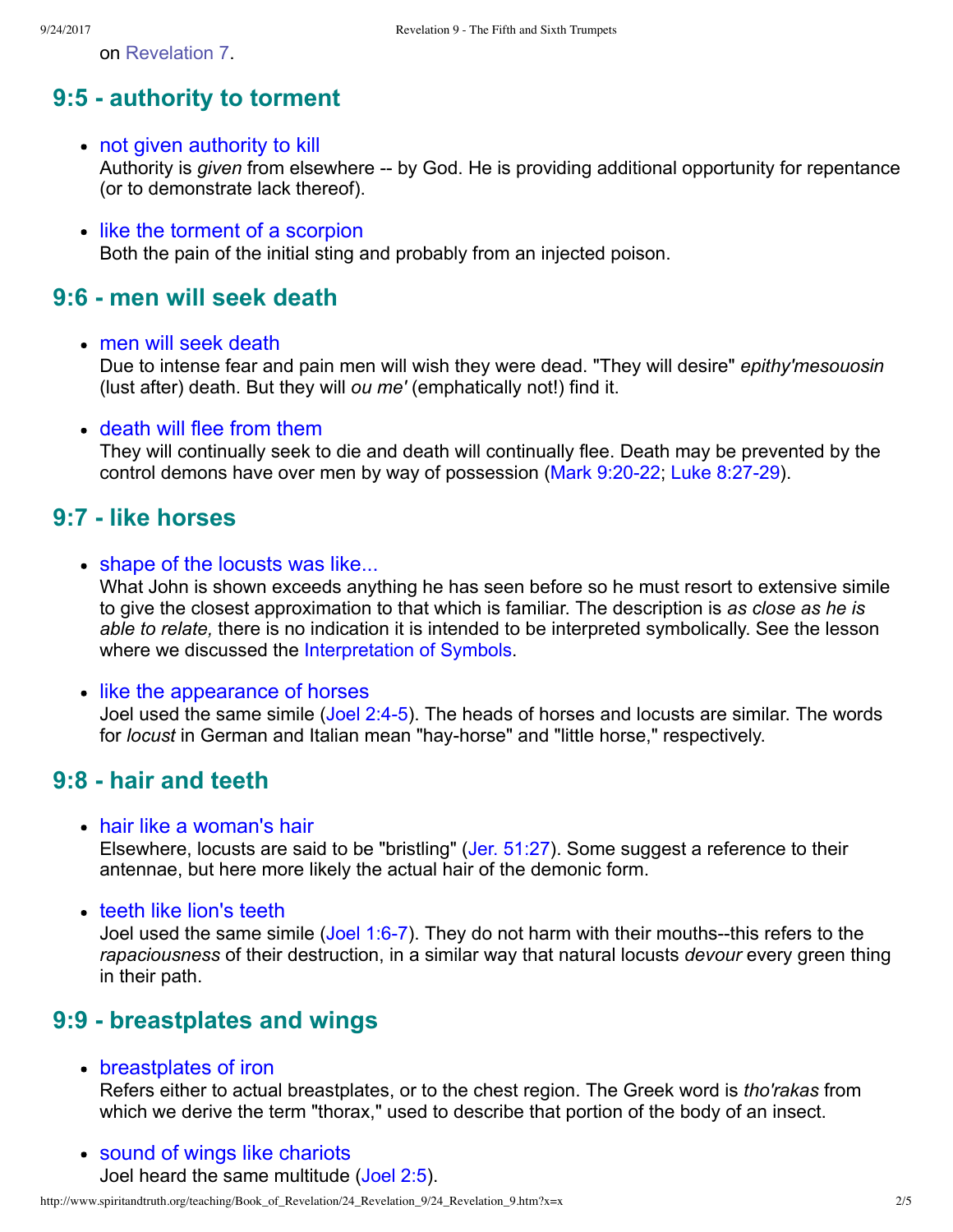on Revelation 7.

## 9:5 - authority to torment

- not given authority to kill
  Authority is *given* from elsewhere -- by God. He is providing additional opportunity for repentance (or to demonstrate lack thereof).

- like the torment of a scorpion
  Both the pain of the initial sting and probably from an injected poison.

## 9:6 - men will seek death

- men will seek death
  Due to intense fear and pain men will wish they were dead. "They will desire" *epithy'mesouosin* (lust after) death. But they will *ou me'* (emphatically not!) find it.

- death will flee from them
  They will continually seek to die and death will continually flee. Death may be prevented by the control demons have over men by way of possession (Mark 9:20-22; Luke 8:27-29).

## 9:7 - like horses

- shape of the locusts was like...
  What John is shown exceeds anything he has seen before so he must resort to extensive simile to give the closest approximation to that which is familiar. The description is *as close as he is able to relate,* there is no indication it is intended to be interpreted symbolically. See the lesson where we discussed the Interpretation of Symbols.

- like the appearance of horses
  Joel used the same simile (Joel 2:4-5). The heads of horses and locusts are similar. The words for *locust* in German and Italian mean "hay-horse" and "little horse," respectively.

## 9:8 - hair and teeth

- hair like a woman's hair
  Elsewhere, locusts are said to be "bristling" (Jer. 51:27). Some suggest a reference to their antennae, but here more likely the actual hair of the demonic form.

- teeth like lion's teeth
  Joel used the same simile (Joel 1:6-7). They do not harm with their mouths--this refers to the *rapaciousness* of their destruction, in a similar way that natural locusts *devour* every green thing in their path.

## 9:9 - breastplates and wings

- breastplates of iron
  Refers either to actual breastplates, or to the chest region. The Greek word is *tho'rakas* from which we derive the term "thorax," used to describe that portion of the body of an insect.

- sound of wings like chariots
  Joel heard the same multitude (Joel 2:5).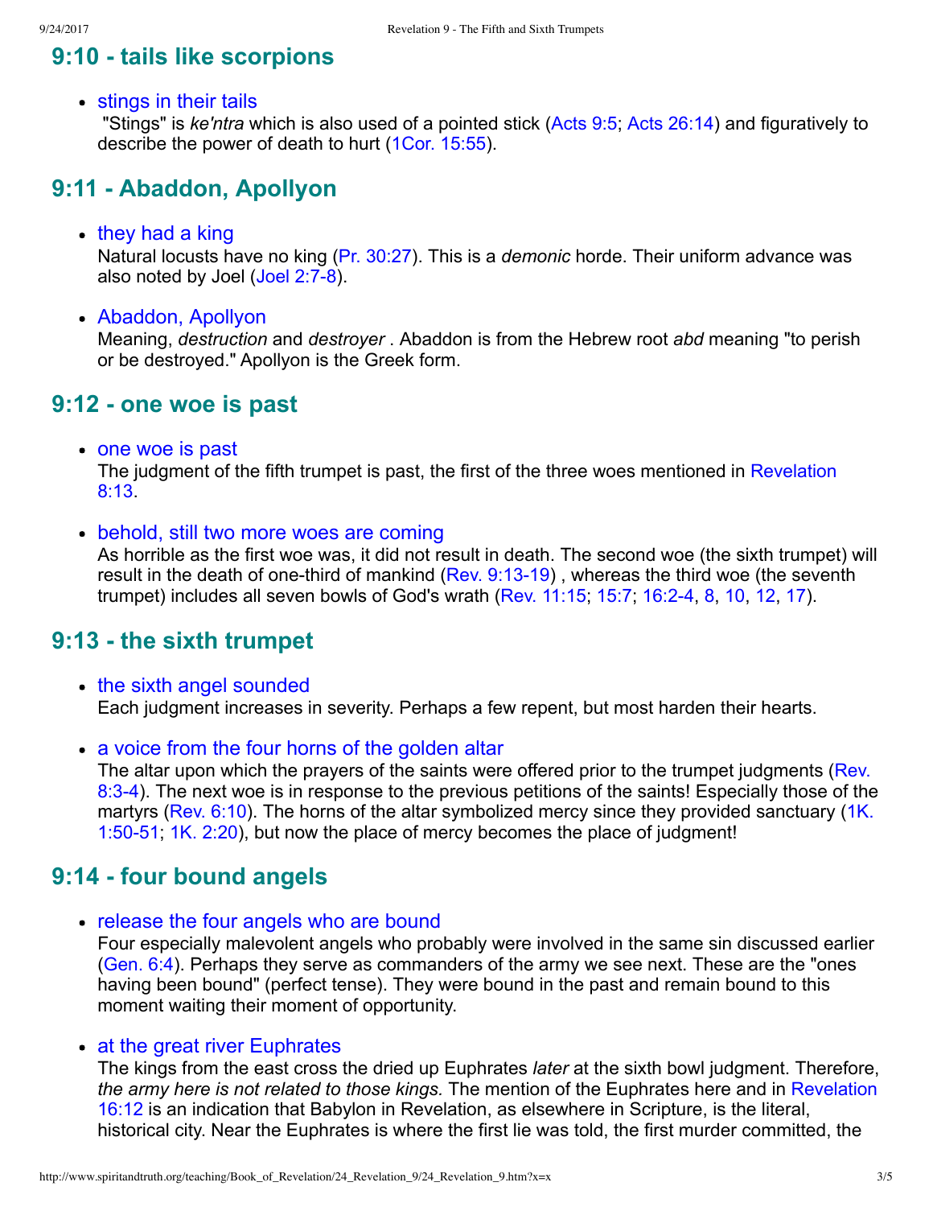## 9:10 - tails like scorpions

- stings in their tails
  "Stings" is *ke'ntra* which is also used of a pointed stick (Acts 9:5; Acts 26:14) and figuratively to describe the power of death to hurt (1Cor. 15:55).

## 9:11 - Abaddon, Apollyon

- they had a king
  Natural locusts have no king (Pr. 30:27). This is a *demonic* horde. Their uniform advance was also noted by Joel (Joel 2:7-8).

- Abaddon, Apollyon
  Meaning, *destruction* and *destroyer* . Abaddon is from the Hebrew root *abd* meaning "to perish or be destroyed." Apollyon is the Greek form.

## 9:12 - one woe is past

- one woe is past
  The judgment of the fifth trumpet is past, the first of the three woes mentioned in Revelation 8:13.

- behold, still two more woes are coming
  As horrible as the first woe was, it did not result in death. The second woe (the sixth trumpet) will result in the death of one-third of mankind (Rev. 9:13-19) , whereas the third woe (the seventh trumpet) includes all seven bowls of God's wrath (Rev. 11:15; 15:7; 16:2-4, 8, 10, 12, 17).

## 9:13 - the sixth trumpet

- the sixth angel sounded
  Each judgment increases in severity. Perhaps a few repent, but most harden their hearts.

- a voice from the four horns of the golden altar
  The altar upon which the prayers of the saints were offered prior to the trumpet judgments (Rev. 8:3-4). The next woe is in response to the previous petitions of the saints! Especially those of the martyrs (Rev. 6:10). The horns of the altar symbolized mercy since they provided sanctuary (1K. 1:50-51; 1K. 2:20), but now the place of mercy becomes the place of judgment!

## 9:14 - four bound angels

- release the four angels who are bound
  Four especially malevolent angels who probably were involved in the same sin discussed earlier (Gen. 6:4). Perhaps they serve as commanders of the army we see next. These are the "ones having been bound" (perfect tense). They were bound in the past and remain bound to this moment waiting their moment of opportunity.

- at the great river Euphrates
  The kings from the east cross the dried up Euphrates *later* at the sixth bowl judgment. Therefore, *the army here is not related to those kings.* The mention of the Euphrates here and in Revelation 16:12 is an indication that Babylon in Revelation, as elsewhere in Scripture, is the literal, historical city. Near the Euphrates is where the first lie was told, the first murder committed, the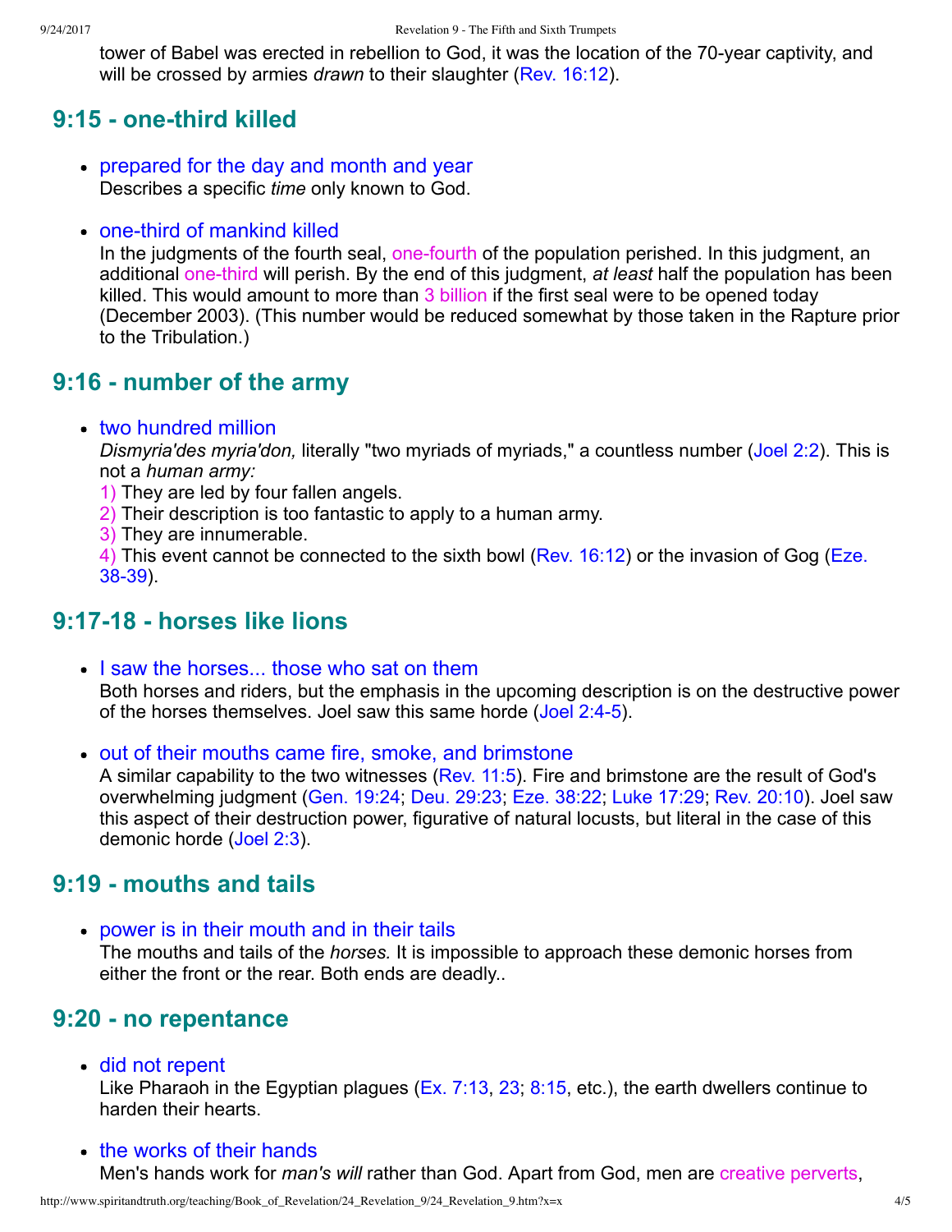tower of Babel was erected in rebellion to God, it was the location of the 70-year captivity, and will be crossed by armies *drawn* to their slaughter (Rev. 16:12).

## 9:15 - one-third killed

- prepared for the day and month and year
  Describes a specific *time* only known to God.

- one-third of mankind killed
  In the judgments of the fourth seal, one-fourth of the population perished. In this judgment, an additional one-third will perish. By the end of this judgment, *at least* half the population has been killed. This would amount to more than 3 billion if the first seal were to be opened today (December 2003). (This number would be reduced somewhat by those taken in the Rapture prior to the Tribulation.)

## 9:16 - number of the army

- two hundred million
  *Dismyria'des myria'don,* literally "two myriads of myriads," a countless number (Joel 2:2). This is not a *human army:*
  1) They are led by four fallen angels.
  2) Their description is too fantastic to apply to a human army.
  3) They are innumerable.
  4) This event cannot be connected to the sixth bowl (Rev. 16:12) or the invasion of Gog (Eze. 38-39).

## 9:17-18 - horses like lions

- I saw the horses... those who sat on them
  Both horses and riders, but the emphasis in the upcoming description is on the destructive power of the horses themselves. Joel saw this same horde (Joel 2:4-5).

- out of their mouths came fire, smoke, and brimstone
  A similar capability to the two witnesses (Rev. 11:5). Fire and brimstone are the result of God's overwhelming judgment (Gen. 19:24; Deu. 29:23; Eze. 38:22; Luke 17:29; Rev. 20:10). Joel saw this aspect of their destruction power, figurative of natural locusts, but literal in the case of this demonic horde (Joel 2:3).

## 9:19 - mouths and tails

- power is in their mouth and in their tails
  The mouths and tails of the *horses.* It is impossible to approach these demonic horses from either the front or the rear. Both ends are deadly..

## 9:20 - no repentance

- did not repent
  Like Pharaoh in the Egyptian plagues (Ex. 7:13, 23; 8:15, etc.), the earth dwellers continue to harden their hearts.

- the works of their hands
  Men's hands work for *man's will* rather than God. Apart from God, men are creative perverts,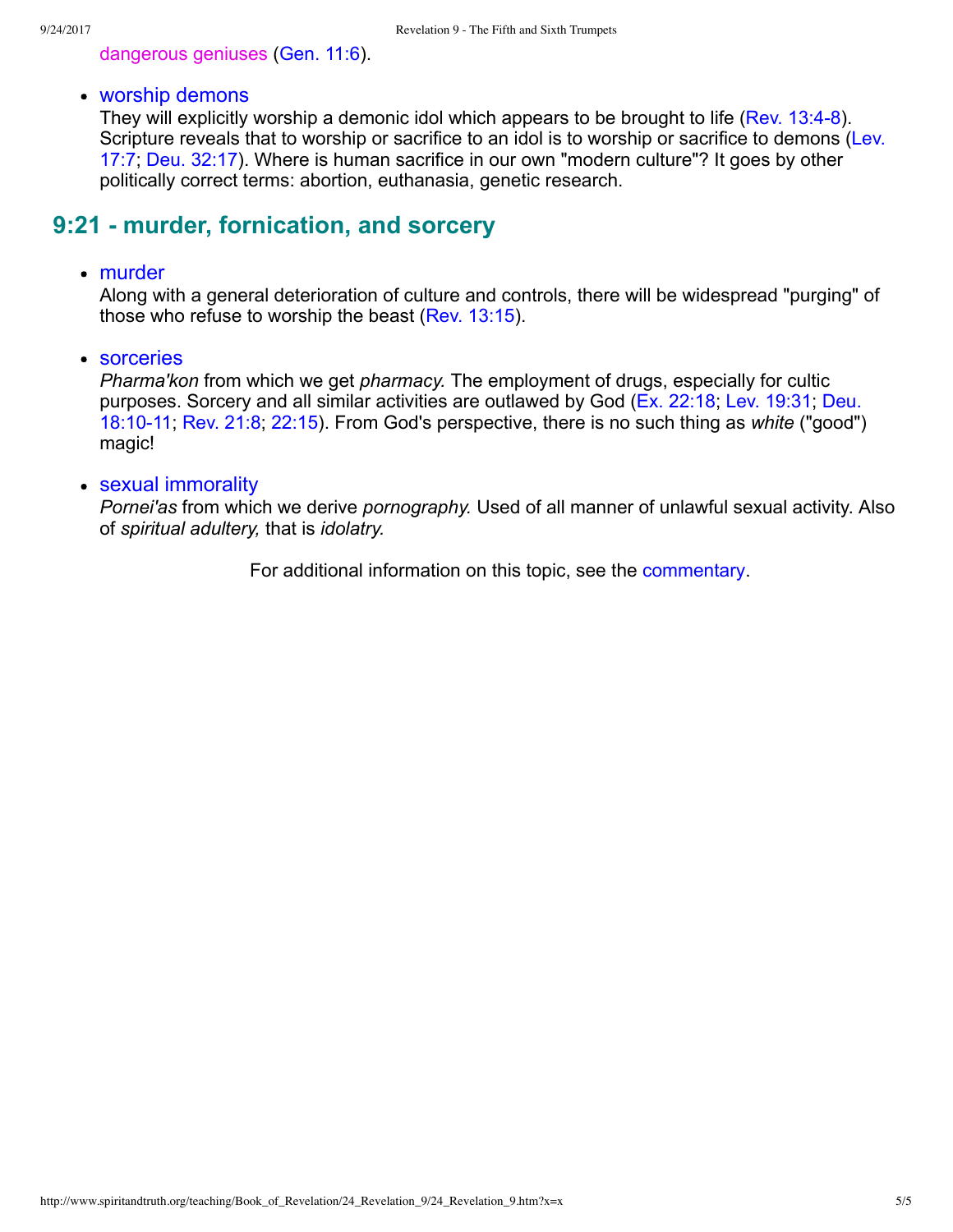dangerous geniuses (Gen. 11:6).

- worship demons
  They will explicitly worship a demonic idol which appears to be brought to life (Rev. 13:4-8). Scripture reveals that to worship or sacrifice to an idol is to worship or sacrifice to demons (Lev. 17:7; Deu. 32:17). Where is human sacrifice in our own "modern culture"? It goes by other politically correct terms: abortion, euthanasia, genetic research.

## 9:21 - murder, fornication, and sorcery

- murder
  Along with a general deterioration of culture and controls, there will be widespread "purging" of those who refuse to worship the beast (Rev. 13:15).

- sorceries
  *Pharma'kon* from which we get *pharmacy.* The employment of drugs, especially for cultic purposes. Sorcery and all similar activities are outlawed by God (Ex. 22:18; Lev. 19:31; Deu. 18:10-11; Rev. 21:8; 22:15). From God's perspective, there is no such thing as *white* ("good") magic!

- sexual immorality
  *Pornei'as* from which we derive *pornography.* Used of all manner of unlawful sexual activity. Also of *spiritual adultery,* that is *idolatry.*

For additional information on this topic, see the commentary.